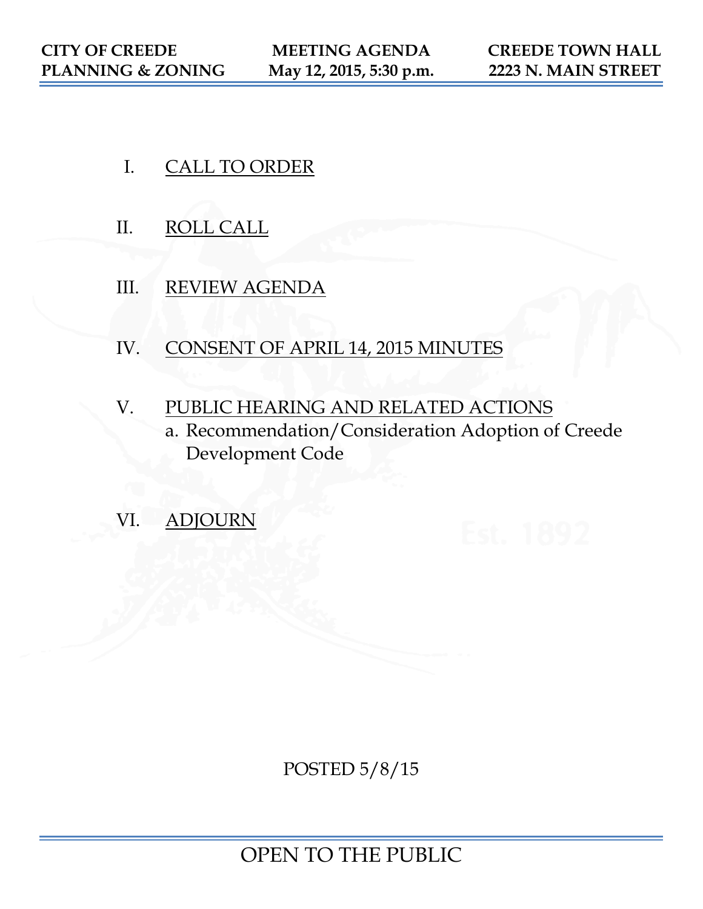**CITY OF CREEDE**
**PLANNING & ZONING**

**MEETING AGENDA**
**May 12, 2015, 5:30 p.m.**

**CREEDE TOWN HALL**
**2223 N. MAIN STREET**

I. CALL TO ORDER

II. ROLL CALL

III. REVIEW AGENDA

IV. CONSENT OF APRIL 14, 2015 MINUTES

V. PUBLIC HEARING AND RELATED ACTIONS
   a. Recommendation/Consideration Adoption of Creede Development Code

VI. ADJOURN

POSTED 5/8/15

OPEN TO THE PUBLIC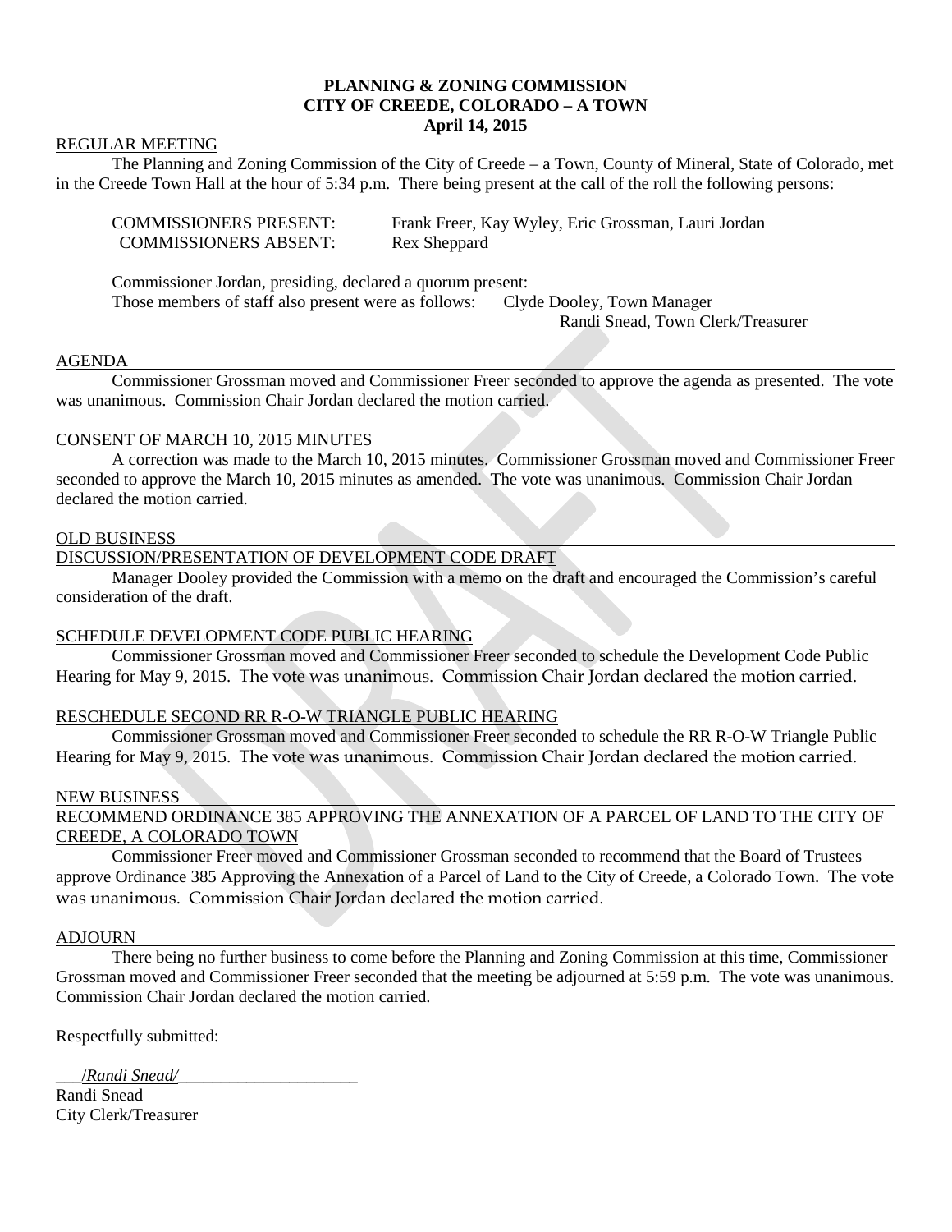**PLANNING & ZONING COMMISSION**
**CITY OF CREEDE, COLORADO – A TOWN**
**April 14, 2015**

REGULAR MEETING

The Planning and Zoning Commission of the City of Creede – a Town, County of Mineral, State of Colorado, met in the Creede Town Hall at the hour of 5:34 p.m. There being present at the call of the roll the following persons:

COMMISSIONERS PRESENT: Frank Freer, Kay Wyley, Eric Grossman, Lauri Jordan
COMMISSIONERS ABSENT: Rex Sheppard

Commissioner Jordan, presiding, declared a quorum present:
Those members of staff also present were as follows: Clyde Dooley, Town Manager
Randi Snead, Town Clerk/Treasurer

AGENDA

Commissioner Grossman moved and Commissioner Freer seconded to approve the agenda as presented. The vote was unanimous. Commission Chair Jordan declared the motion carried.

CONSENT OF MARCH 10, 2015 MINUTES

A correction was made to the March 10, 2015 minutes. Commissioner Grossman moved and Commissioner Freer seconded to approve the March 10, 2015 minutes as amended. The vote was unanimous. Commission Chair Jordan declared the motion carried.

OLD BUSINESS

DISCUSSION/PRESENTATION OF DEVELOPMENT CODE DRAFT

Manager Dooley provided the Commission with a memo on the draft and encouraged the Commission's careful consideration of the draft.

SCHEDULE DEVELOPMENT CODE PUBLIC HEARING

Commissioner Grossman moved and Commissioner Freer seconded to schedule the Development Code Public Hearing for May 9, 2015. The vote was unanimous. Commission Chair Jordan declared the motion carried.

RESCHEDULE SECOND RR R-O-W TRIANGLE PUBLIC HEARING

Commissioner Grossman moved and Commissioner Freer seconded to schedule the RR R-O-W Triangle Public Hearing for May 9, 2015. The vote was unanimous. Commission Chair Jordan declared the motion carried.

NEW BUSINESS

RECOMMEND ORDINANCE 385 APPROVING THE ANNEXATION OF A PARCEL OF LAND TO THE CITY OF CREEDE, A COLORADO TOWN

Commissioner Freer moved and Commissioner Grossman seconded to recommend that the Board of Trustees approve Ordinance 385 Approving the Annexation of a Parcel of Land to the City of Creede, a Colorado Town. The vote was unanimous. Commission Chair Jordan declared the motion carried.

ADJOURN

There being no further business to come before the Planning and Zoning Commission at this time, Commissioner Grossman moved and Commissioner Freer seconded that the meeting be adjourned at 5:59 p.m. The vote was unanimous. Commission Chair Jordan declared the motion carried.

Respectfully submitted:

___/*Randi Snead/*_____________________
Randi Snead
City Clerk/Treasurer